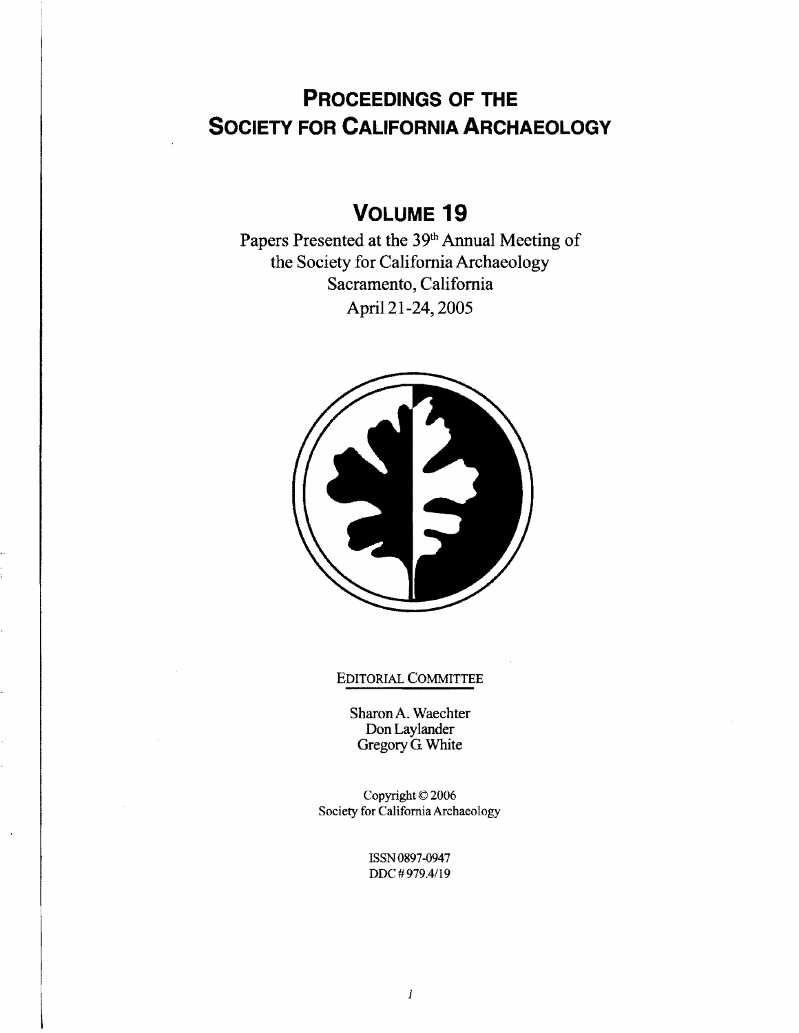# Proceedings of the Society for California Archaeology

## Volume 19

Papers Presented at the 39th Annual Meeting of the Society for California Archaeology
Sacramento, California
April 21-24, 2005

EDITORIAL COMMITTEE

Sharon A. Waechter
Don Laylander
Gregory G. White

Copyright © 2006
Society for California Archaeology

ISSN 0897-0947
DDC # 979.4/19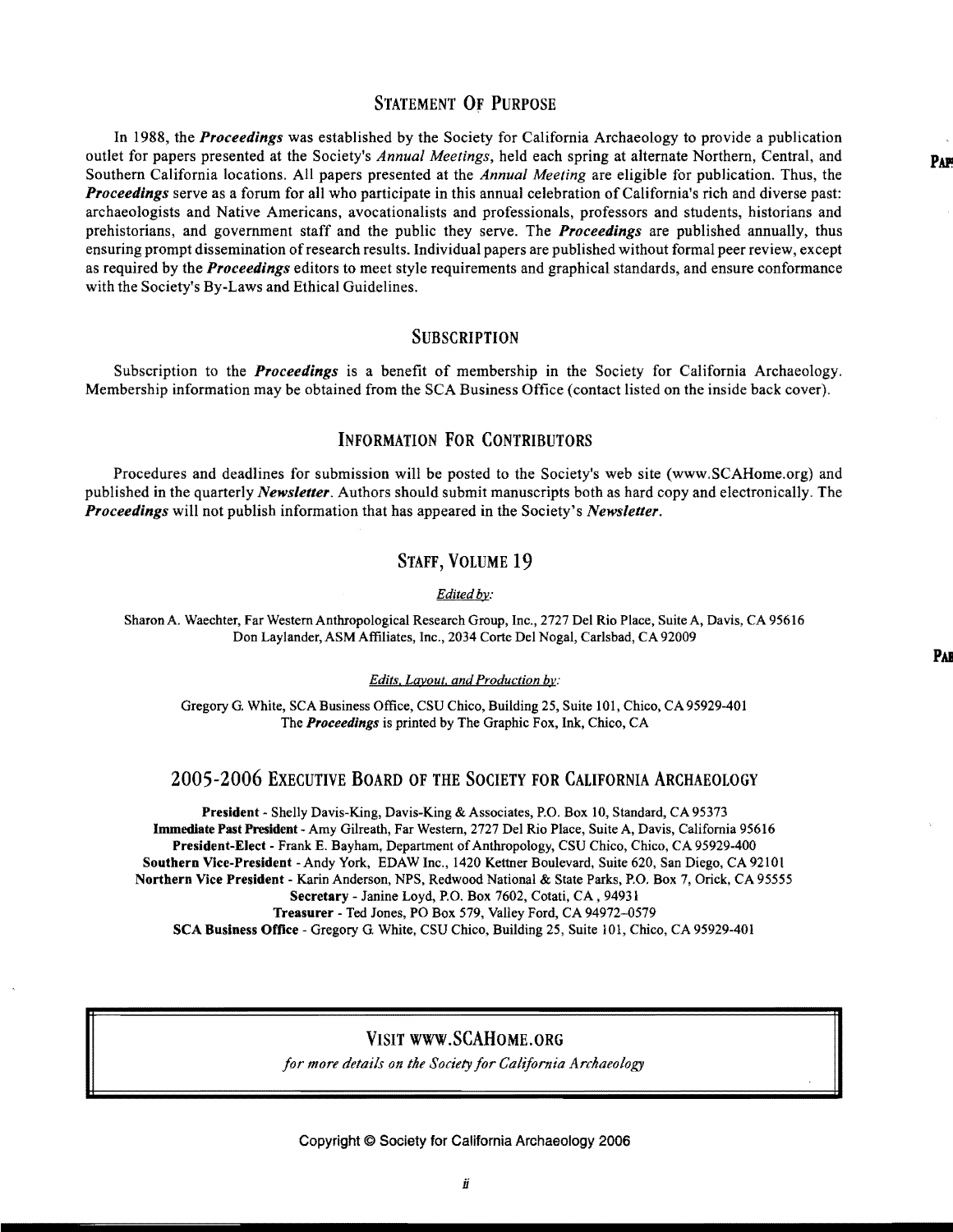## Statement Of Purpose

In 1988, the ***Proceedings*** was established by the Society for California Archaeology to provide a publication outlet for papers presented at the Society's *Annual Meetings*, held each spring at alternate Northern, Central, and Southern California locations. All papers presented at the *Annual Meeting* are eligible for publication. Thus, the ***Proceedings*** serve as a forum for all who participate in this annual celebration of California's rich and diverse past: archaeologists and Native Americans, avocationalists and professionals, professors and students, historians and prehistorians, and government staff and the public they serve. The ***Proceedings*** are published annually, thus ensuring prompt dissemination of research results. Individual papers are published without formal peer review, except as required by the ***Proceedings*** editors to meet style requirements and graphical standards, and ensure conformance with the Society's By-Laws and Ethical Guidelines.

## Subscription

Subscription to the ***Proceedings*** is a benefit of membership in the Society for California Archaeology. Membership information may be obtained from the SCA Business Office (contact listed on the inside back cover).

## Information For Contributors

Procedures and deadlines for submission will be posted to the Society's web site (www.SCAHome.org) and published in the quarterly ***Newsletter***. Authors should submit manuscripts both as hard copy and electronically. The ***Proceedings*** will not publish information that has appeared in the Society's ***Newsletter***.

## Staff, Volume 19

*Edited by:*

Sharon A. Waechter, Far Western Anthropological Research Group, Inc., 2727 Del Rio Place, Suite A, Davis, CA 95616
Don Laylander, ASM Affiliates, Inc., 2034 Corte Del Nogal, Carlsbad, CA 92009

*Edits, Layout, and Production by:*

Gregory G. White, SCA Business Office, CSU Chico, Building 25, Suite 101, Chico, CA 95929-401
The ***Proceedings*** is printed by The Graphic Fox, Ink, Chico, CA

## 2005-2006 Executive Board of the Society for California Archaeology

**President** - Shelly Davis-King, Davis-King & Associates, P.O. Box 10, Standard, CA 95373
**Immediate Past President** - Amy Gilreath, Far Western, 2727 Del Rio Place, Suite A, Davis, California 95616
**President-Elect** - Frank E. Bayham, Department of Anthropology, CSU Chico, Chico, CA 95929-400
**Southern Vice-President** - Andy York, EDAW Inc., 1420 Kettner Boulevard, Suite 620, San Diego, CA 92101
**Northern Vice President** - Karin Anderson, NPS, Redwood National & State Parks, P.O. Box 7, Orick, CA 95555
**Secretary** - Janine Loyd, P.O. Box 7602, Cotati, CA, 94931
**Treasurer** - Ted Jones, PO Box 579, Valley Ford, CA 94972-0579
**SCA Business Office** - Gregory G. White, CSU Chico, Building 25, Suite 101, Chico, CA 95929-401

**Visit www.SCAHome.org**

*for more details on the Society for California Archaeology*

Copyright © Society for California Archaeology 2006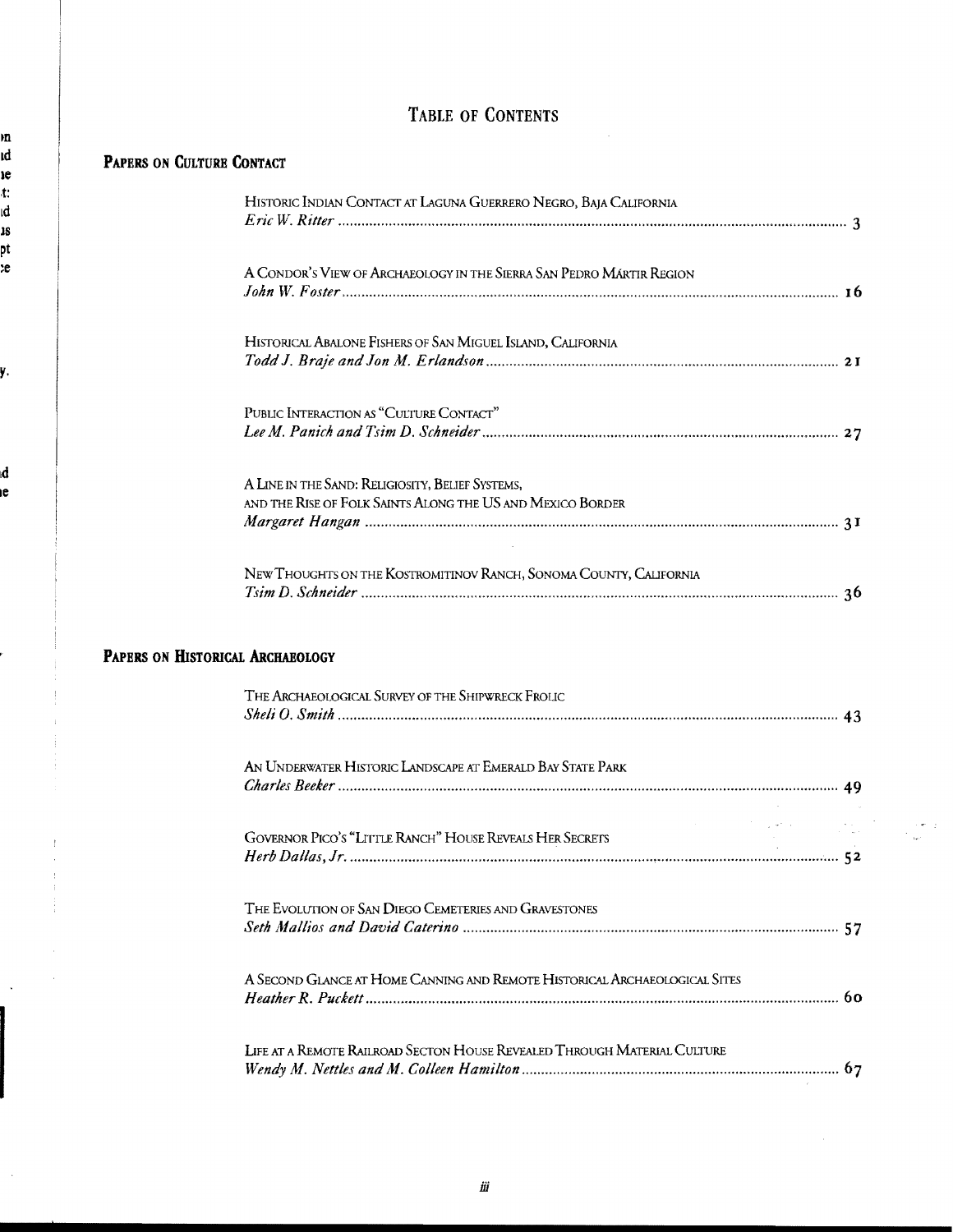# TABLE OF CONTENTS

## PAPERS ON CULTURE CONTACT

HISTORIC INDIAN CONTACT AT LAGUNA GUERRERO NEGRO, BAJA CALIFORNIA
*Eric W. Ritter* ........................................................................ 3

A CONDOR'S VIEW OF ARCHAEOLOGY IN THE SIERRA SAN PEDRO MÁRTIR REGION
*John W. Foster* ........................................................................ 16

HISTORICAL ABALONE FISHERS OF SAN MIGUEL ISLAND, CALIFORNIA
*Todd J. Braje and Jon M. Erlandson* ........................................................................ 21

PUBLIC INTERACTION AS "CULTURE CONTACT"
*Lee M. Panich and Tsim D. Schneider* ........................................................................ 27

A LINE IN THE SAND: RELIGIOSITY, BELIEF SYSTEMS, AND THE RISE OF FOLK SAINTS ALONG THE US AND MEXICO BORDER
*Margaret Hangan* ........................................................................ 31

NEW THOUGHTS ON THE KOSTROMITINOV RANCH, SONOMA COUNTY, CALIFORNIA
*Tsim D. Schneider* ........................................................................ 36

## PAPERS ON HISTORICAL ARCHAEOLOGY

THE ARCHAEOLOGICAL SURVEY OF THE SHIPWRECK FROLIC
*Sheli O. Smith* ........................................................................ 43

AN UNDERWATER HISTORIC LANDSCAPE AT EMERALD BAY STATE PARK
*Charles Beeker* ........................................................................ 49

GOVERNOR PICO'S "LITTLE RANCH" HOUSE REVEALS HER SECRETS
*Herb Dallas, Jr.* ........................................................................ 52

THE EVOLUTION OF SAN DIEGO CEMETERIES AND GRAVESTONES
*Seth Mallios and David Caterino* ........................................................................ 57

A SECOND GLANCE AT HOME CANNING AND REMOTE HISTORICAL ARCHAEOLOGICAL SITES
*Heather R. Puckett* ........................................................................ 60

LIFE AT A REMOTE RAILROAD SECTON HOUSE REVEALED THROUGH MATERIAL CULTURE
*Wendy M. Nettles and M. Colleen Hamilton* ........................................................................ 67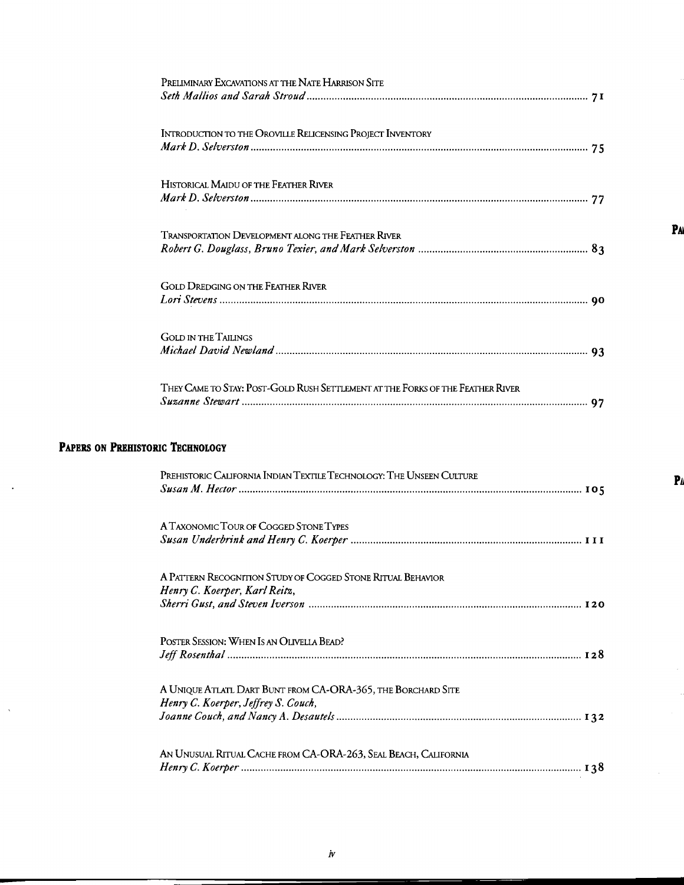Preliminary Excavations at the Nate Harrison Site
*Seth Mallios and Sarah Stroud* ........ 71

Introduction to the Oroville Relicensing Project Inventory
*Mark D. Selverston* ........ 75

Historical Maidu of the Feather River
*Mark D. Selverston* ........ 77

Transportation Development along the Feather River
*Robert G. Douglass, Bruno Texier, and Mark Selverston* ........ 83

Gold Dredging on the Feather River
*Lori Stevens* ........ 90

Gold in the Tailings
*Michael David Newland* ........ 93

They Came to Stay: Post-Gold Rush Settlement at the Forks of the Feather River
*Suzanne Stewart* ........ 97

## Papers on Prehistoric Technology

Prehistoric California Indian Textile Technology: The Unseen Culture
*Susan M. Hector* ........ 105

A Taxonomic Tour of Cogged Stone Types
*Susan Underbrink and Henry C. Koerper* ........ 111

A Pattern Recognition Study of Cogged Stone Ritual Behavior
*Henry C. Koerper, Karl Reitz,*
*Sherri Gust, and Steven Iverson* ........ 120

Poster Session: When Is an Olivella Bead?
*Jeff Rosenthal* ........ 128

A Unique Atlatl Dart Bunt from CA-ORA-365, the Borchard Site
*Henry C. Koerper, Jeffrey S. Couch,*
*Joanne Couch, and Nancy A. Desautels* ........ 132

An Unusual Ritual Cache from CA-ORA-263, Seal Beach, California
*Henry C. Koerper* ........ 138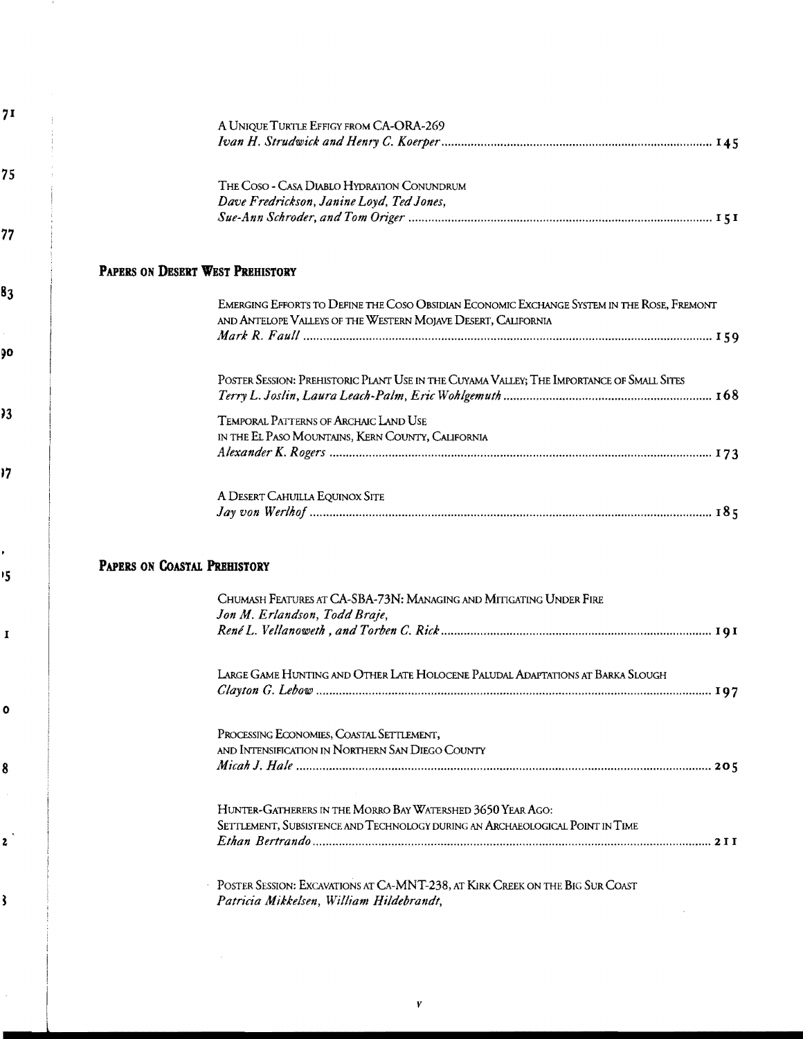A Unique Turtle Effigy from CA-ORA-269
*Ivan H. Strudwick and Henry C. Koerper* ..... 145

The Coso - Casa Diablo Hydration Conundrum
*Dave Fredrickson, Janine Loyd, Ted Jones, Sue-Ann Schroder, and Tom Origer* ..... 151

## Papers on Desert West Prehistory

Emerging Efforts to Define the Coso Obsidian Economic Exchange System in the Rose, Fremont and Antelope Valleys of the Western Mojave Desert, California
*Mark R. Faull* ..... 159

Poster Session: Prehistoric Plant Use in the Cuyama Valley; The Importance of Small Sites
*Terry L. Joslin, Laura Leach-Palm, Eric Wohlgemuth* ..... 168

Temporal Patterns of Archaic Land Use in the El Paso Mountains, Kern County, California
*Alexander K. Rogers* ..... 173

A Desert Cahuilla Equinox Site
*Jay von Werlhof* ..... 185

## Papers on Coastal Prehistory

Chumash Features at CA-SBA-73N: Managing and Mitigating Under Fire
*Jon M. Erlandson, Todd Braje, René L. Vellanoweth, and Torben C. Rick* ..... 191

Large Game Hunting and Other Late Holocene Paludal Adaptations at Barka Slough
*Clayton G. Lebow* ..... 197

Processing Economies, Coastal Settlement, and Intensification in Northern San Diego County
*Micah J. Hale* ..... 205

Hunter-Gatherers in the Morro Bay Watershed 3650 Year Ago: Settlement, Subsistence and Technology during an Archaeological Point in Time
*Ethan Bertrando* ..... 211

Poster Session: Excavations at CA-MNT-238, at Kirk Creek on the Big Sur Coast
*Patricia Mikkelsen, William Hildebrandt,*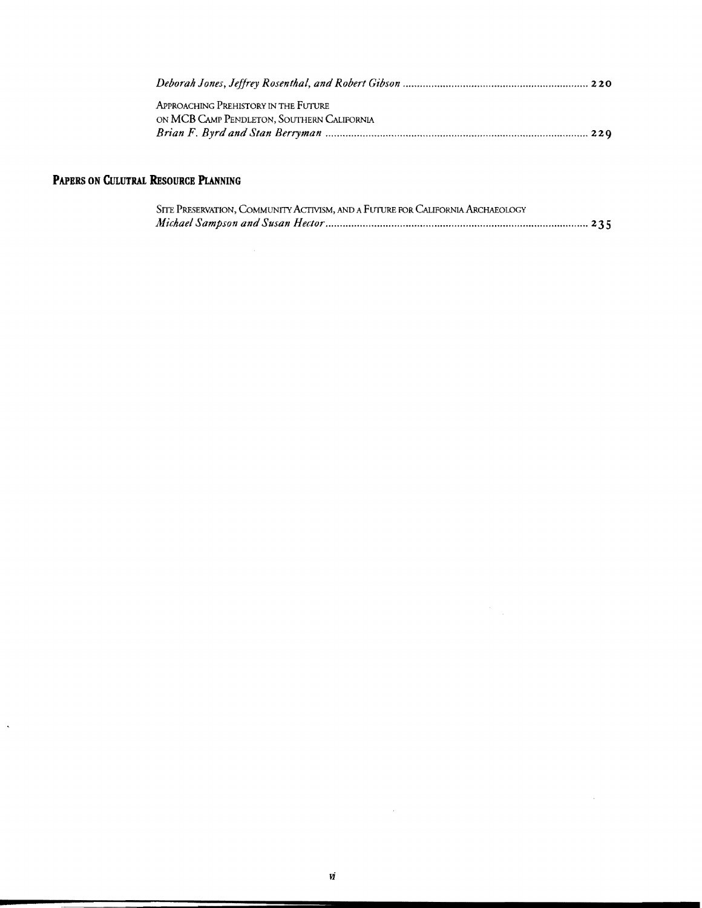*Deborah Jones, Jeffrey Rosenthal, and Robert Gibson* ................................................................ 220

Approaching Prehistory in the Future
on MCB Camp Pendleton, Southern California
*Brian F. Byrd and Stan Berryman* ........................................................................................... 229

## Papers on Culutral Resource Planning

Site Preservation, Community Activism, and a Future for California Archaeology
*Michael Sampson and Susan Hector* ........................................................................................... 235